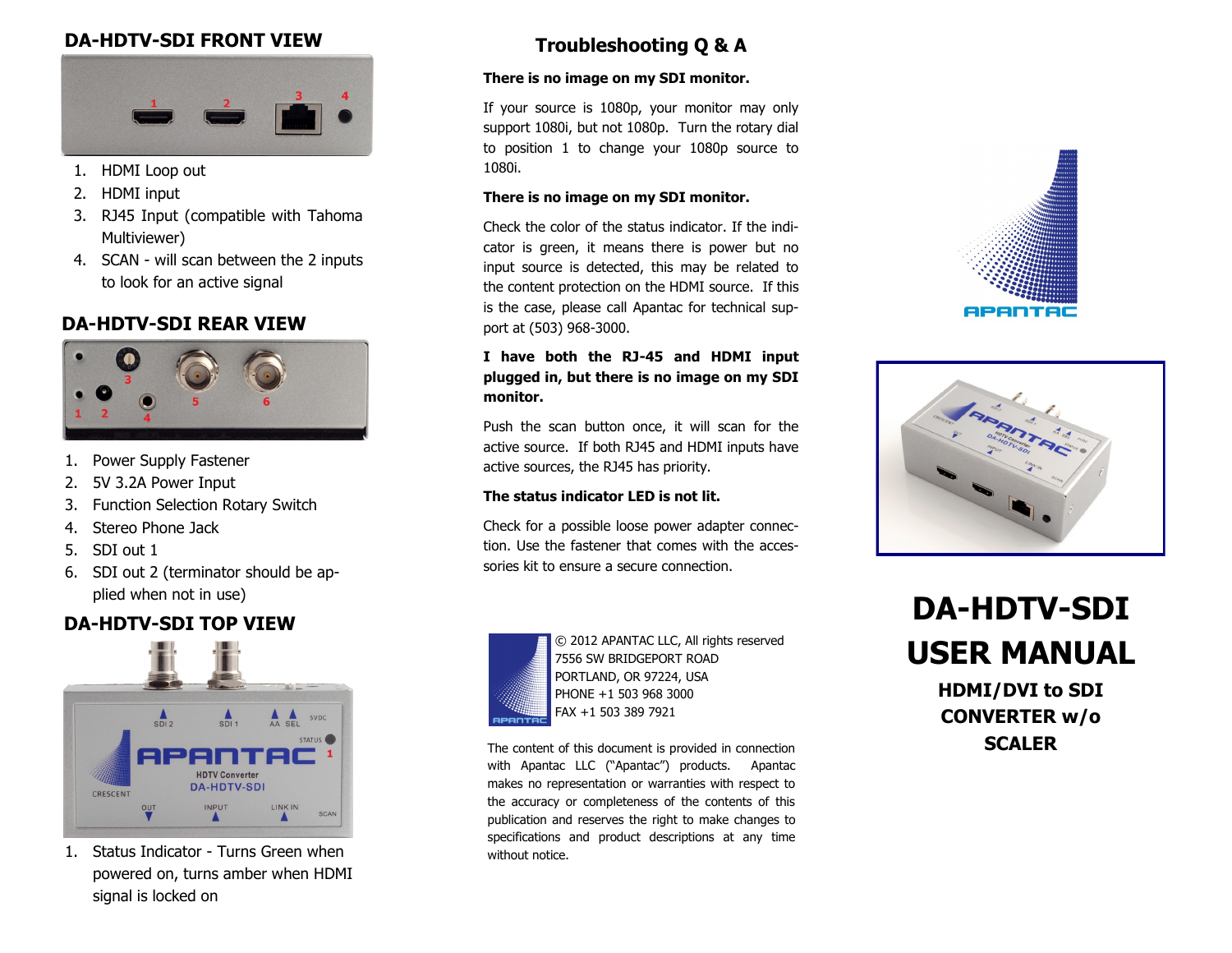## DA-HDTV-SDI FRONT VIEW

1. HDMI Loop out
2. HDMI input
3. RJ45 Input (compatible with Tahoma Multiviewer)
4. SCAN - will scan between the 2 inputs to look for an active signal

## DA-HDTV-SDI REAR VIEW

1. Power Supply Fastener
2. 5V 3.2A Power Input
3. Function Selection Rotary Switch
4. Stereo Phone Jack
5. SDI out 1
6. SDI out 2 (terminator should be applied when not in use)

## DA-HDTV-SDI TOP VIEW

1. Status Indicator - Turns Green when powered on, turns amber when HDMI signal is locked on

## Troubleshooting Q & A

**There is no image on my SDI monitor.**

If your source is 1080p, your monitor may only support 1080i, but not 1080p. Turn the rotary dial to position 1 to change your 1080p source to 1080i.

**There is no image on my SDI monitor.**

Check the color of the status indicator. If the indicator is green, it means there is power but no input source is detected, this may be related to the content protection on the HDMI source. If this is the case, please call Apantac for technical support at (503) 968-3000.

**I have both the RJ-45 and HDMI input plugged in, but there is no image on my SDI monitor.**

Push the scan button once, it will scan for the active source. If both RJ45 and HDMI inputs have active sources, the RJ45 has priority.

**The status indicator LED is not lit.**

Check for a possible loose power adapter connection. Use the fastener that comes with the accessories kit to ensure a secure connection.

© 2012 APANTAC LLC, All rights reserved
7556 SW BRIDGEPORT ROAD
PORTLAND, OR 97224, USA
PHONE +1 503 968 3000
FAX +1 503 389 7921

The content of this document is provided in connection with Apantac LLC ("Apantac") products. Apantac makes no representation or warranties with respect to the accuracy or completeness of the contents of this publication and reserves the right to make changes to specifications and product descriptions at any time without notice.

# DA-HDTV-SDI USER MANUAL

### HDMI/DVI to SDI CONVERTER w/o SCALER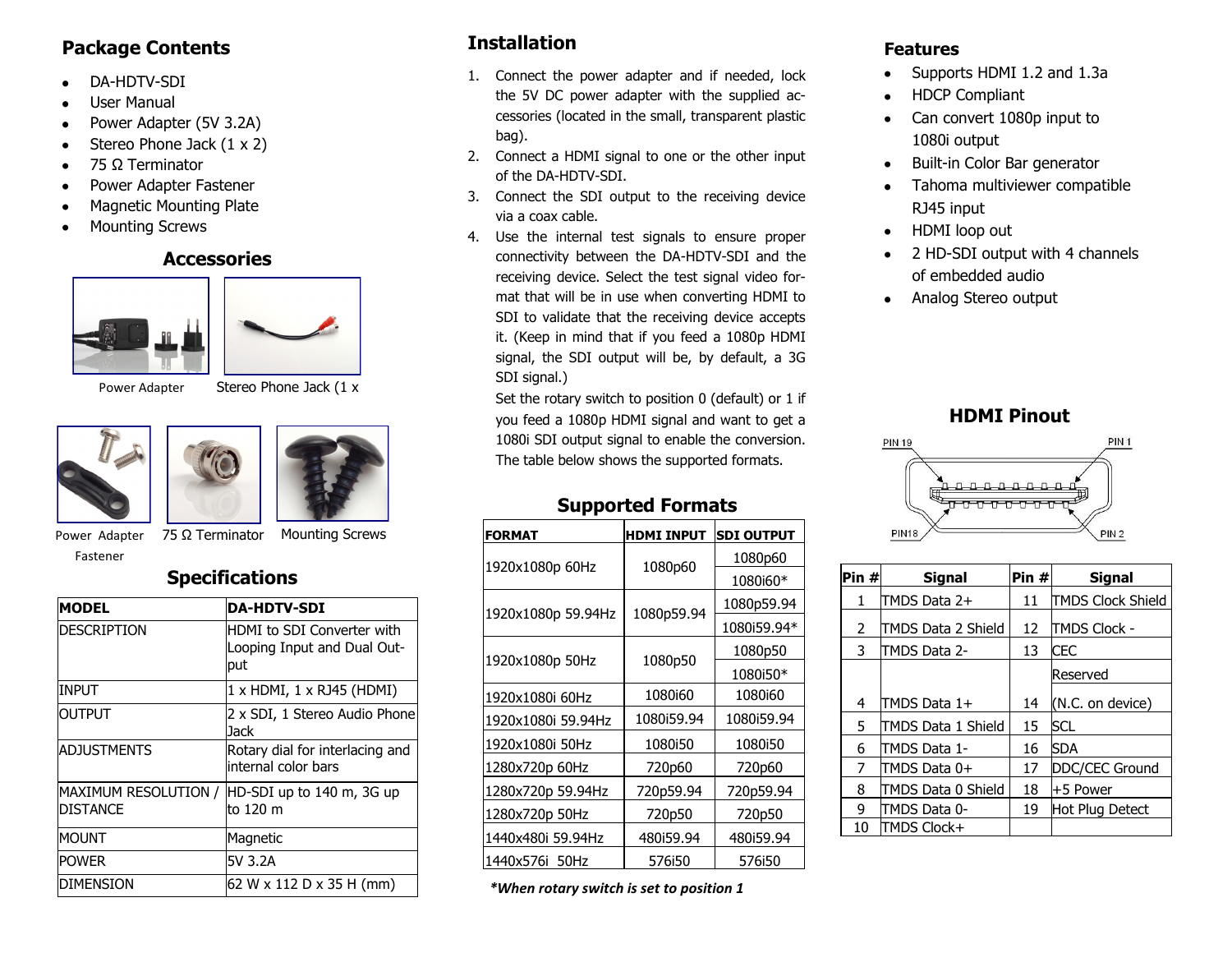## Package Contents

- DA-HDTV-SDI
- User Manual
- Power Adapter (5V 3.2A)
- Stereo Phone Jack (1 x 2)
- 75 Ω Terminator
- Power Adapter Fastener
- Magnetic Mounting Plate
- Mounting Screws

## Accessories

Power Adapter

Stereo Phone Jack (1 x

Power Adapter Fastener

75 Ω Terminator

Mounting Screws

## Specifications

| MODEL | DA-HDTV-SDI |
|---|---|
| DESCRIPTION | HDMI to SDI Converter with Looping Input and Dual Output |
| INPUT | 1 x HDMI, 1 x RJ45 (HDMI) |
| OUTPUT | 2 x SDI, 1 Stereo Audio Phone Jack |
| ADJUSTMENTS | Rotary dial for interlacing and internal color bars |
| MAXIMUM RESOLUTION / DISTANCE | HD-SDI up to 140 m, 3G up to 120 m |
| MOUNT | Magnetic |
| POWER | 5V 3.2A |
| DIMENSION | 62 W x 112 D x 35 H (mm) |

## Installation

1. Connect the power adapter and if needed, lock the 5V DC power adapter with the supplied accessories (located in the small, transparent plastic bag).
2. Connect a HDMI signal to one or the other input of the DA-HDTV-SDI.
3. Connect the SDI output to the receiving device via a coax cable.
4. Use the internal test signals to ensure proper connectivity between the DA-HDTV-SDI and the receiving device. Select the test signal video format that will be in use when converting HDMI to SDI to validate that the receiving device accepts it. (Keep in mind that if you feed a 1080p HDMI signal, the SDI output will be, by default, a 3G SDI signal.)

   Set the rotary switch to position 0 (default) or 1 if you feed a 1080p HDMI signal and want to get a 1080i SDI output signal to enable the conversion. The table below shows the supported formats.

## Supported Formats

| FORMAT | HDMI INPUT | SDI OUTPUT |
|---|---|---|
| 1920x1080p 60Hz | 1080p60 | 1080p60 |
| | | 1080i60* |
| 1920x1080p 59.94Hz | 1080p59.94 | 1080p59.94 |
| | | 1080i59.94* |
| 1920x1080p 50Hz | 1080p50 | 1080p50 |
| | | 1080i50* |
| 1920x1080i 60Hz | 1080i60 | 1080i60 |
| 1920x1080i 59.94Hz | 1080i59.94 | 1080i59.94 |
| 1920x1080i 50Hz | 1080i50 | 1080i50 |
| 1280x720p 60Hz | 720p60 | 720p60 |
| 1280x720p 59.94Hz | 720p59.94 | 720p59.94 |
| 1280x720p 50Hz | 720p50 | 720p50 |
| 1440x480i 59.94Hz | 480i59.94 | 480i59.94 |
| 1440x576i 50Hz | 576i50 | 576i50 |

***When rotary switch is set to position 1***

## Features

- Supports HDMI 1.2 and 1.3a
- HDCP Compliant
- Can convert 1080p input to 1080i output
- Built-in Color Bar generator
- Tahoma multiviewer compatible RJ45 input
- HDMI loop out
- 2 HD-SDI output with 4 channels of embedded audio
- Analog Stereo output

## HDMI Pinout

PIN 19 PIN 1

PIN18 PIN 2

| Pin # | Signal | Pin # | Signal |
|---|---|---|---|
| 1 | TMDS Data 2+ | 11 | TMDS Clock Shield |
| 2 | TMDS Data 2 Shield | 12 | TMDS Clock - |
| 3 | TMDS Data 2- | 13 | CEC |
| 4 | TMDS Data 1+ | 14 | Reserved (N.C. on device) |
| 5 | TMDS Data 1 Shield | 15 | SCL |
| 6 | TMDS Data 1- | 16 | SDA |
| 7 | TMDS Data 0+ | 17 | DDC/CEC Ground |
| 8 | TMDS Data 0 Shield | 18 | +5 Power |
| 9 | TMDS Data 0- | 19 | Hot Plug Detect |
| 10 | TMDS Clock+ | | |